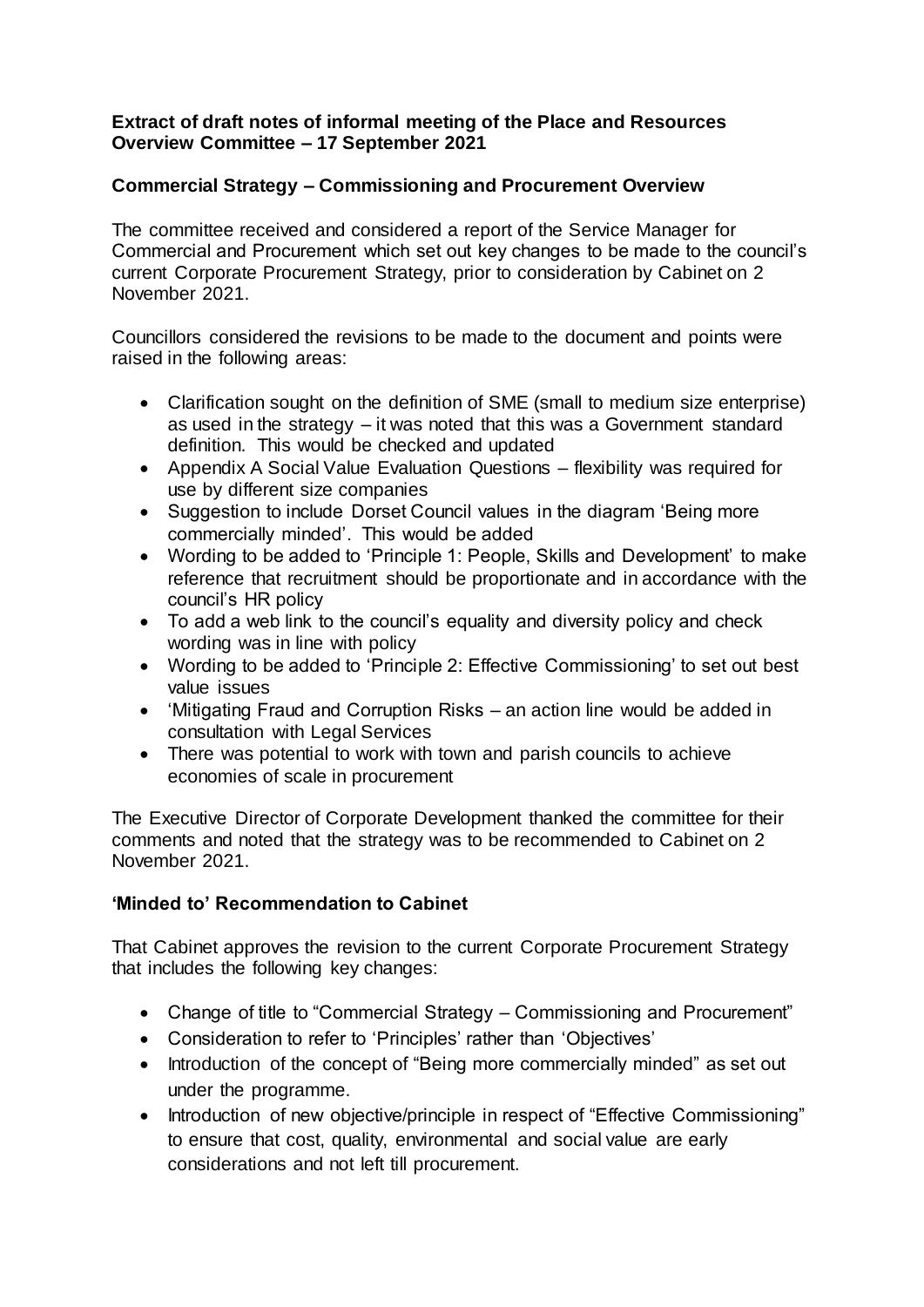**Extract of draft notes of informal meeting of the Place and Resources Overview Committee – 17 September 2021**

**Commercial Strategy – Commissioning and Procurement Overview**

The committee received and considered a report of the Service Manager for Commercial and Procurement which set out key changes to be made to the council's current Corporate Procurement Strategy, prior to consideration by Cabinet on 2 November 2021.

Councillors considered the revisions to be made to the document and points were raised in the following areas:

- Clarification sought on the definition of SME (small to medium size enterprise) as used in the strategy – it was noted that this was a Government standard definition. This would be checked and updated
- Appendix A Social Value Evaluation Questions – flexibility was required for use by different size companies
- Suggestion to include Dorset Council values in the diagram 'Being more commercially minded'. This would be added
- Wording to be added to 'Principle 1: People, Skills and Development' to make reference that recruitment should be proportionate and in accordance with the council's HR policy
- To add a web link to the council's equality and diversity policy and check wording was in line with policy
- Wording to be added to 'Principle 2: Effective Commissioning' to set out best value issues
- 'Mitigating Fraud and Corruption Risks – an action line would be added in consultation with Legal Services
- There was potential to work with town and parish councils to achieve economies of scale in procurement

The Executive Director of Corporate Development thanked the committee for their comments and noted that the strategy was to be recommended to Cabinet on 2 November 2021.

**'Minded to' Recommendation to Cabinet**

That Cabinet approves the revision to the current Corporate Procurement Strategy that includes the following key changes:

- Change of title to "Commercial Strategy – Commissioning and Procurement"
- Consideration to refer to 'Principles' rather than 'Objectives'
- Introduction of the concept of "Being more commercially minded" as set out under the programme.
- Introduction of new objective/principle in respect of "Effective Commissioning" to ensure that cost, quality, environmental and social value are early considerations and not left till procurement.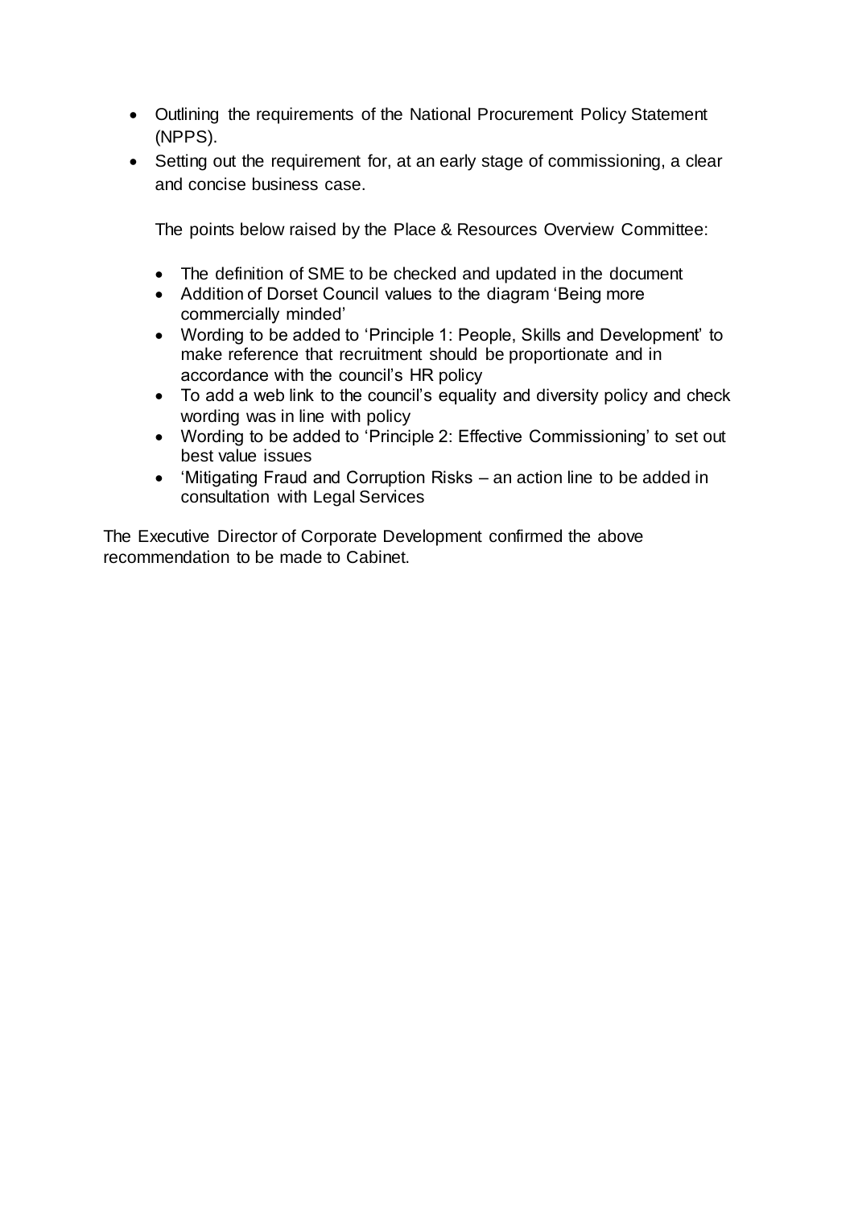- Outlining the requirements of the National Procurement Policy Statement (NPPS).
- Setting out the requirement for, at an early stage of commissioning, a clear and concise business case.

  The points below raised by the Place & Resources Overview Committee:

  - The definition of SME to be checked and updated in the document
  - Addition of Dorset Council values to the diagram 'Being more commercially minded'
  - Wording to be added to 'Principle 1: People, Skills and Development' to make reference that recruitment should be proportionate and in accordance with the council's HR policy
  - To add a web link to the council's equality and diversity policy and check wording was in line with policy
  - Wording to be added to 'Principle 2: Effective Commissioning' to set out best value issues
  - 'Mitigating Fraud and Corruption Risks – an action line to be added in consultation with Legal Services

The Executive Director of Corporate Development confirmed the above recommendation to be made to Cabinet.